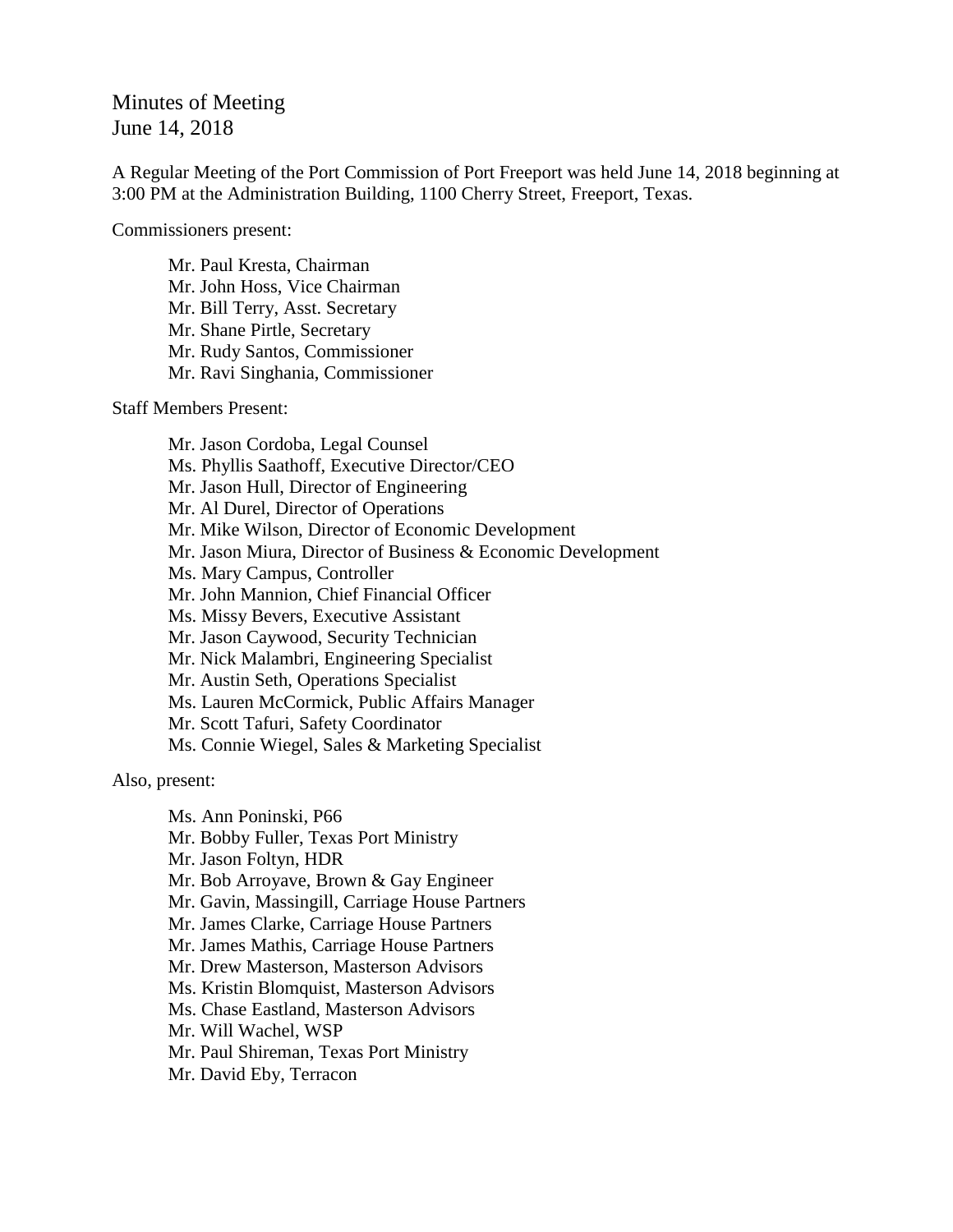# Minutes of Meeting
June 14, 2018

A Regular Meeting of the Port Commission of Port Freeport was held June 14, 2018 beginning at 3:00 PM at the Administration Building, 1100 Cherry Street, Freeport, Texas.

Commissioners present:

Mr. Paul Kresta, Chairman
Mr. John Hoss, Vice Chairman
Mr. Bill Terry, Asst. Secretary
Mr. Shane Pirtle, Secretary
Mr. Rudy Santos, Commissioner
Mr. Ravi Singhania, Commissioner

Staff Members Present:

Mr. Jason Cordoba, Legal Counsel
Ms. Phyllis Saathoff, Executive Director/CEO
Mr. Jason Hull, Director of Engineering
Mr. Al Durel, Director of Operations
Mr. Mike Wilson, Director of Economic Development
Mr. Jason Miura, Director of Business & Economic Development
Ms. Mary Campus, Controller
Mr. John Mannion, Chief Financial Officer
Ms. Missy Bevers, Executive Assistant
Mr. Jason Caywood, Security Technician
Mr. Nick Malambri, Engineering Specialist
Mr. Austin Seth, Operations Specialist
Ms. Lauren McCormick, Public Affairs Manager
Mr. Scott Tafuri, Safety Coordinator
Ms. Connie Wiegel, Sales & Marketing Specialist

Also, present:

Ms. Ann Poninski, P66
Mr. Bobby Fuller, Texas Port Ministry
Mr. Jason Foltyn, HDR
Mr. Bob Arroyave, Brown & Gay Engineer
Mr. Gavin, Massingill, Carriage House Partners
Mr. James Clarke, Carriage House Partners
Mr. James Mathis, Carriage House Partners
Mr. Drew Masterson, Masterson Advisors
Ms. Kristin Blomquist, Masterson Advisors
Ms. Chase Eastland, Masterson Advisors
Mr. Will Wachel, WSP
Mr. Paul Shireman, Texas Port Ministry
Mr. David Eby, Terracon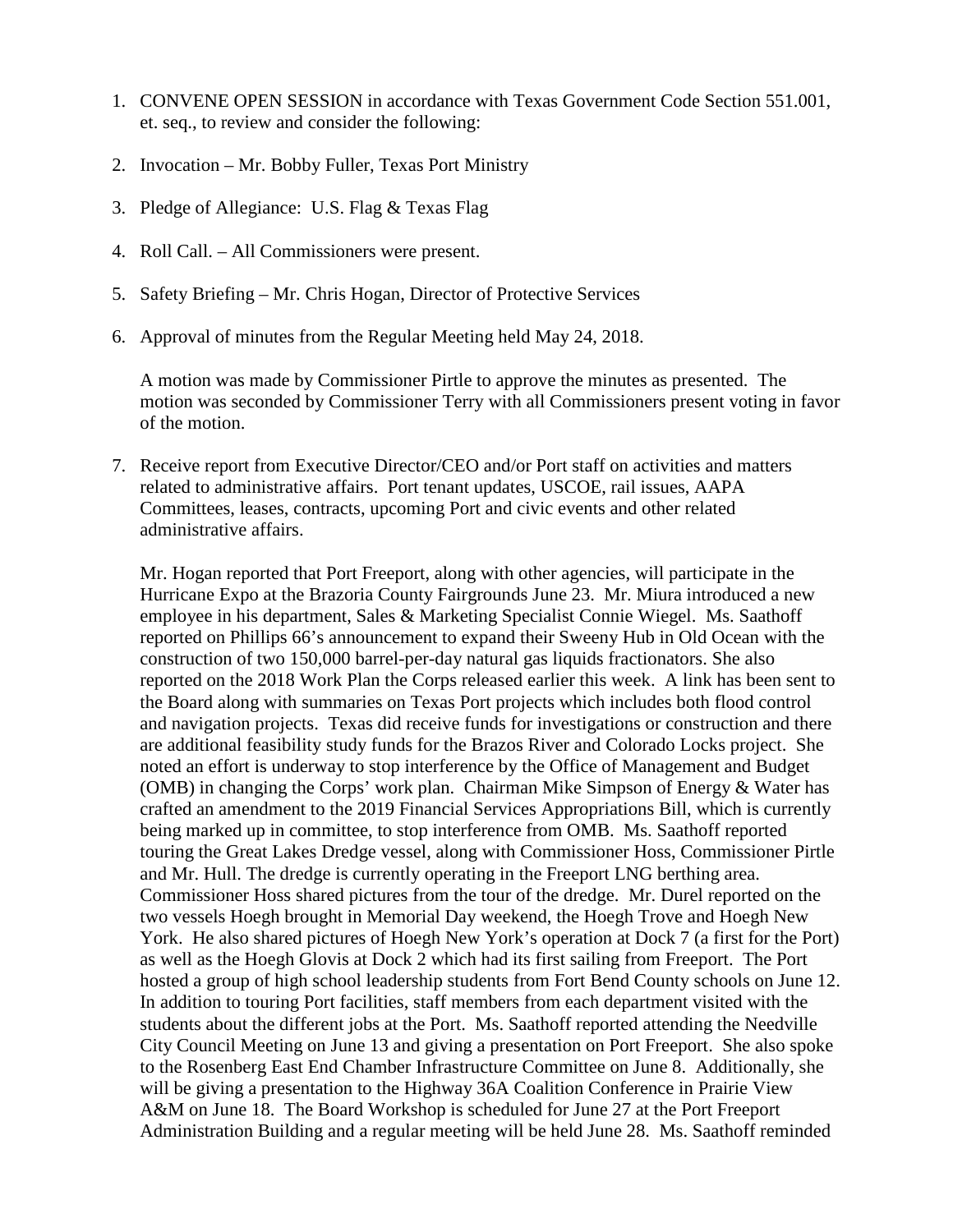1. CONVENE OPEN SESSION in accordance with Texas Government Code Section 551.001, et. seq., to review and consider the following:

2. Invocation – Mr. Bobby Fuller, Texas Port Ministry

3. Pledge of Allegiance: U.S. Flag & Texas Flag

4. Roll Call. – All Commissioners were present.

5. Safety Briefing – Mr. Chris Hogan, Director of Protective Services

6. Approval of minutes from the Regular Meeting held May 24, 2018.

   A motion was made by Commissioner Pirtle to approve the minutes as presented. The motion was seconded by Commissioner Terry with all Commissioners present voting in favor of the motion.

7. Receive report from Executive Director/CEO and/or Port staff on activities and matters related to administrative affairs. Port tenant updates, USCOE, rail issues, AAPA Committees, leases, contracts, upcoming Port and civic events and other related administrative affairs.

   Mr. Hogan reported that Port Freeport, along with other agencies, will participate in the Hurricane Expo at the Brazoria County Fairgrounds June 23. Mr. Miura introduced a new employee in his department, Sales & Marketing Specialist Connie Wiegel. Ms. Saathoff reported on Phillips 66's announcement to expand their Sweeny Hub in Old Ocean with the construction of two 150,000 barrel-per-day natural gas liquids fractionators. She also reported on the 2018 Work Plan the Corps released earlier this week. A link has been sent to the Board along with summaries on Texas Port projects which includes both flood control and navigation projects. Texas did receive funds for investigations or construction and there are additional feasibility study funds for the Brazos River and Colorado Locks project. She noted an effort is underway to stop interference by the Office of Management and Budget (OMB) in changing the Corps' work plan. Chairman Mike Simpson of Energy & Water has crafted an amendment to the 2019 Financial Services Appropriations Bill, which is currently being marked up in committee, to stop interference from OMB. Ms. Saathoff reported touring the Great Lakes Dredge vessel, along with Commissioner Hoss, Commissioner Pirtle and Mr. Hull. The dredge is currently operating in the Freeport LNG berthing area. Commissioner Hoss shared pictures from the tour of the dredge. Mr. Durel reported on the two vessels Hoegh brought in Memorial Day weekend, the Hoegh Trove and Hoegh New York. He also shared pictures of Hoegh New York's operation at Dock 7 (a first for the Port) as well as the Hoegh Glovis at Dock 2 which had its first sailing from Freeport. The Port hosted a group of high school leadership students from Fort Bend County schools on June 12. In addition to touring Port facilities, staff members from each department visited with the students about the different jobs at the Port. Ms. Saathoff reported attending the Needville City Council Meeting on June 13 and giving a presentation on Port Freeport. She also spoke to the Rosenberg East End Chamber Infrastructure Committee on June 8. Additionally, she will be giving a presentation to the Highway 36A Coalition Conference in Prairie View A&M on June 18. The Board Workshop is scheduled for June 27 at the Port Freeport Administration Building and a regular meeting will be held June 28. Ms. Saathoff reminded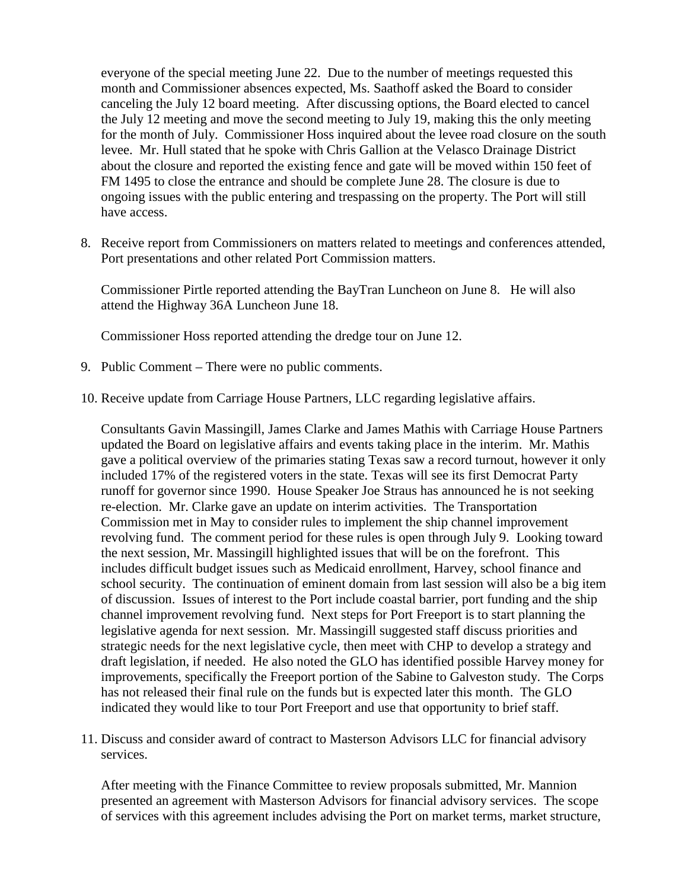everyone of the special meeting June 22. Due to the number of meetings requested this month and Commissioner absences expected, Ms. Saathoff asked the Board to consider canceling the July 12 board meeting. After discussing options, the Board elected to cancel the July 12 meeting and move the second meeting to July 19, making this the only meeting for the month of July. Commissioner Hoss inquired about the levee road closure on the south levee. Mr. Hull stated that he spoke with Chris Gallion at the Velasco Drainage District about the closure and reported the existing fence and gate will be moved within 150 feet of FM 1495 to close the entrance and should be complete June 28. The closure is due to ongoing issues with the public entering and trespassing on the property. The Port will still have access.

8. Receive report from Commissioners on matters related to meetings and conferences attended, Port presentations and other related Port Commission matters.

   Commissioner Pirtle reported attending the BayTran Luncheon on June 8. He will also attend the Highway 36A Luncheon June 18.

   Commissioner Hoss reported attending the dredge tour on June 12.

9. Public Comment – There were no public comments.

10. Receive update from Carriage House Partners, LLC regarding legislative affairs.

    Consultants Gavin Massingill, James Clarke and James Mathis with Carriage House Partners updated the Board on legislative affairs and events taking place in the interim. Mr. Mathis gave a political overview of the primaries stating Texas saw a record turnout, however it only included 17% of the registered voters in the state. Texas will see its first Democrat Party runoff for governor since 1990. House Speaker Joe Straus has announced he is not seeking re-election. Mr. Clarke gave an update on interim activities. The Transportation Commission met in May to consider rules to implement the ship channel improvement revolving fund. The comment period for these rules is open through July 9. Looking toward the next session, Mr. Massingill highlighted issues that will be on the forefront. This includes difficult budget issues such as Medicaid enrollment, Harvey, school finance and school security. The continuation of eminent domain from last session will also be a big item of discussion. Issues of interest to the Port include coastal barrier, port funding and the ship channel improvement revolving fund. Next steps for Port Freeport is to start planning the legislative agenda for next session. Mr. Massingill suggested staff discuss priorities and strategic needs for the next legislative cycle, then meet with CHP to develop a strategy and draft legislation, if needed. He also noted the GLO has identified possible Harvey money for improvements, specifically the Freeport portion of the Sabine to Galveston study. The Corps has not released their final rule on the funds but is expected later this month. The GLO indicated they would like to tour Port Freeport and use that opportunity to brief staff.

11. Discuss and consider award of contract to Masterson Advisors LLC for financial advisory services.

    After meeting with the Finance Committee to review proposals submitted, Mr. Mannion presented an agreement with Masterson Advisors for financial advisory services. The scope of services with this agreement includes advising the Port on market terms, market structure,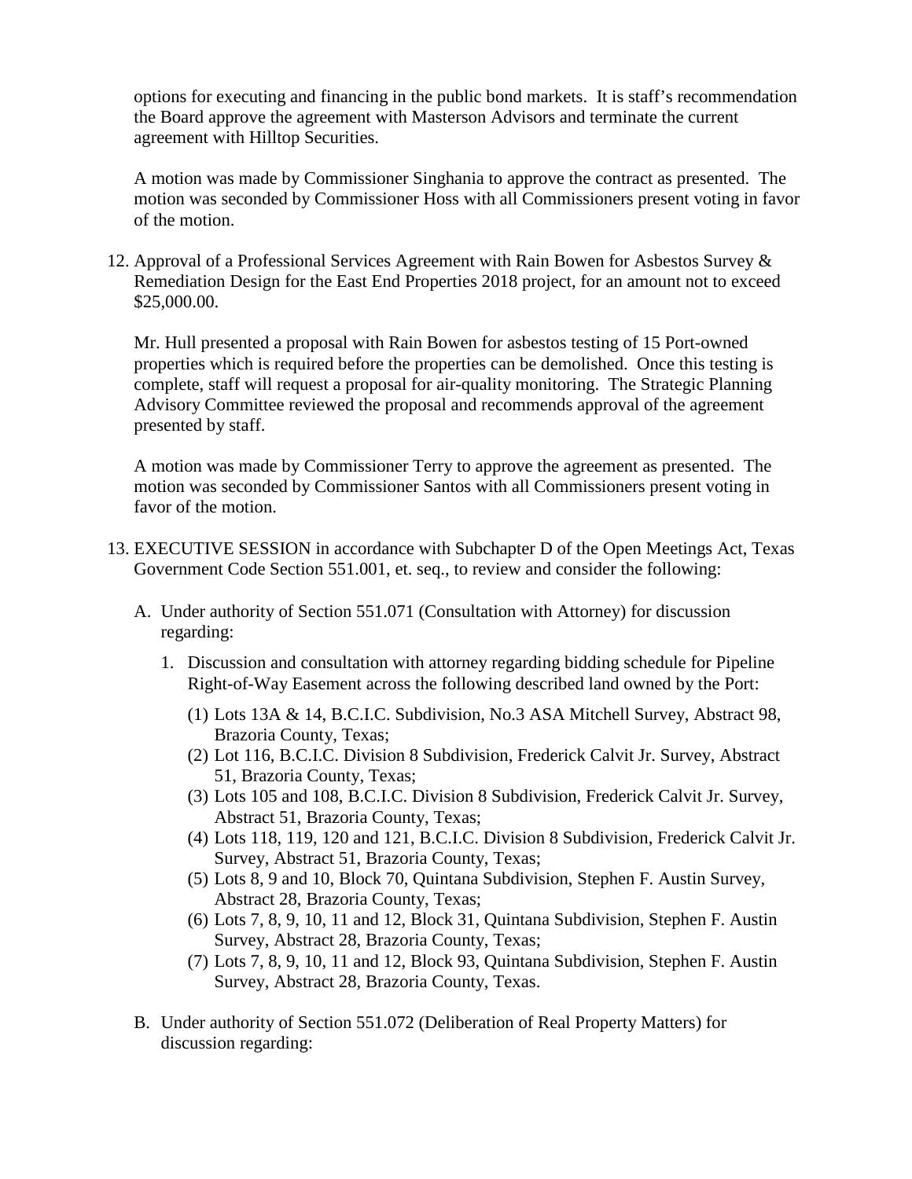options for executing and financing in the public bond markets. It is staff's recommendation the Board approve the agreement with Masterson Advisors and terminate the current agreement with Hilltop Securities.

A motion was made by Commissioner Singhania to approve the contract as presented. The motion was seconded by Commissioner Hoss with all Commissioners present voting in favor of the motion.

12. Approval of a Professional Services Agreement with Rain Bowen for Asbestos Survey & Remediation Design for the East End Properties 2018 project, for an amount not to exceed $25,000.00.

    Mr. Hull presented a proposal with Rain Bowen for asbestos testing of 15 Port-owned properties which is required before the properties can be demolished. Once this testing is complete, staff will request a proposal for air-quality monitoring. The Strategic Planning Advisory Committee reviewed the proposal and recommends approval of the agreement presented by staff.

    A motion was made by Commissioner Terry to approve the agreement as presented. The motion was seconded by Commissioner Santos with all Commissioners present voting in favor of the motion.

13. EXECUTIVE SESSION in accordance with Subchapter D of the Open Meetings Act, Texas Government Code Section 551.001, et. seq., to review and consider the following:

    A. Under authority of Section 551.071 (Consultation with Attorney) for discussion regarding:

       1. Discussion and consultation with attorney regarding bidding schedule for Pipeline Right-of-Way Easement across the following described land owned by the Port:

          (1) Lots 13A & 14, B.C.I.C. Subdivision, No.3 ASA Mitchell Survey, Abstract 98, Brazoria County, Texas;
          (2) Lot 116, B.C.I.C. Division 8 Subdivision, Frederick Calvit Jr. Survey, Abstract 51, Brazoria County, Texas;
          (3) Lots 105 and 108, B.C.I.C. Division 8 Subdivision, Frederick Calvit Jr. Survey, Abstract 51, Brazoria County, Texas;
          (4) Lots 118, 119, 120 and 121, B.C.I.C. Division 8 Subdivision, Frederick Calvit Jr. Survey, Abstract 51, Brazoria County, Texas;
          (5) Lots 8, 9 and 10, Block 70, Quintana Subdivision, Stephen F. Austin Survey, Abstract 28, Brazoria County, Texas;
          (6) Lots 7, 8, 9, 10, 11 and 12, Block 31, Quintana Subdivision, Stephen F. Austin Survey, Abstract 28, Brazoria County, Texas;
          (7) Lots 7, 8, 9, 10, 11 and 12, Block 93, Quintana Subdivision, Stephen F. Austin Survey, Abstract 28, Brazoria County, Texas.

    B. Under authority of Section 551.072 (Deliberation of Real Property Matters) for discussion regarding: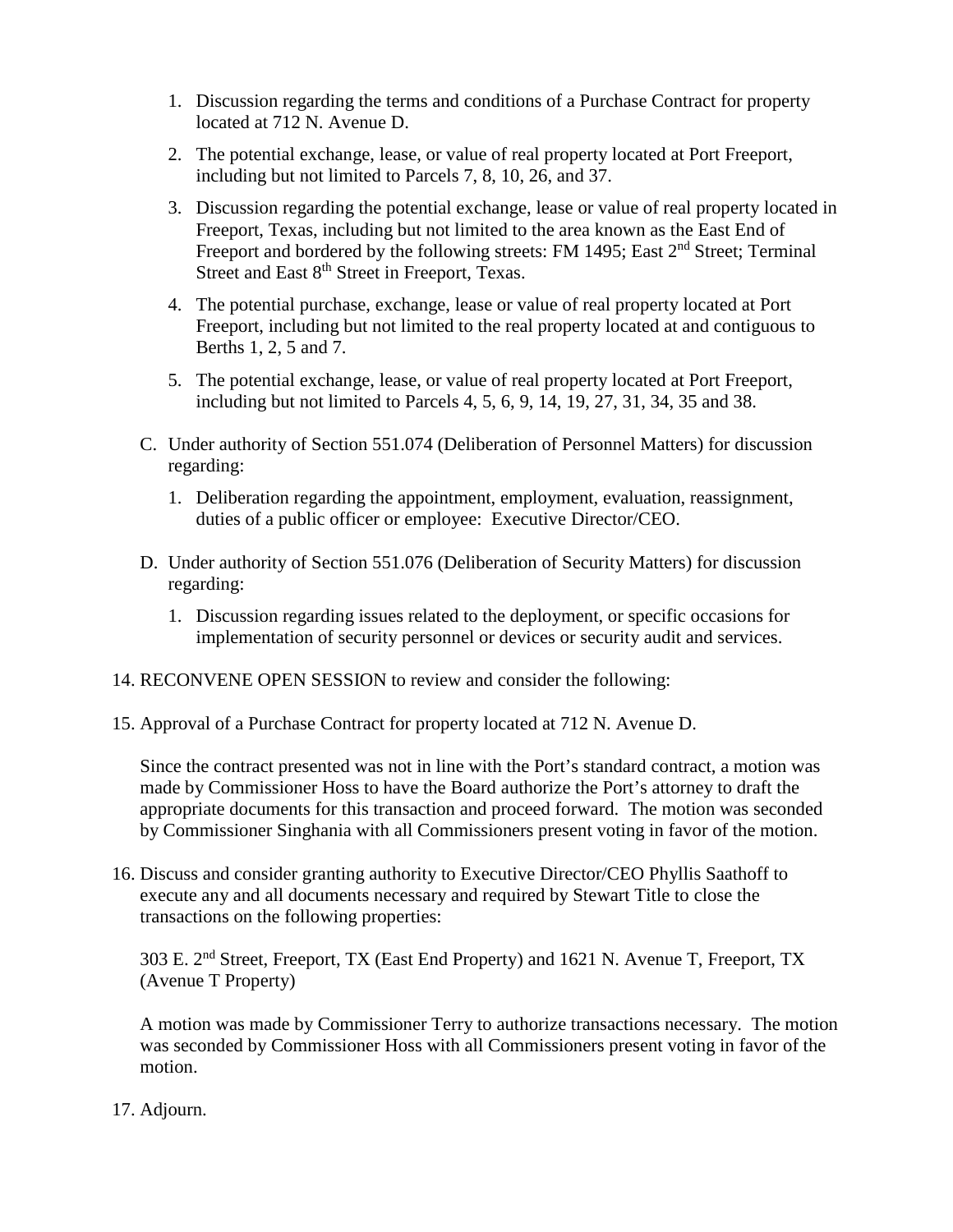1. Discussion regarding the terms and conditions of a Purchase Contract for property located at 712 N. Avenue D.
2. The potential exchange, lease, or value of real property located at Port Freeport, including but not limited to Parcels 7, 8, 10, 26, and 37.
3. Discussion regarding the potential exchange, lease or value of real property located in Freeport, Texas, including but not limited to the area known as the East End of Freeport and bordered by the following streets: FM 1495; East 2nd Street; Terminal Street and East 8th Street in Freeport, Texas.
4. The potential purchase, exchange, lease or value of real property located at Port Freeport, including but not limited to the real property located at and contiguous to Berths 1, 2, 5 and 7.
5. The potential exchange, lease, or value of real property located at Port Freeport, including but not limited to Parcels 4, 5, 6, 9, 14, 19, 27, 31, 34, 35 and 38.

C. Under authority of Section 551.074 (Deliberation of Personnel Matters) for discussion regarding:

   1. Deliberation regarding the appointment, employment, evaluation, reassignment, duties of a public officer or employee: Executive Director/CEO.

D. Under authority of Section 551.076 (Deliberation of Security Matters) for discussion regarding:

   1. Discussion regarding issues related to the deployment, or specific occasions for implementation of security personnel or devices or security audit and services.

14. RECONVENE OPEN SESSION to review and consider the following:

15. Approval of a Purchase Contract for property located at 712 N. Avenue D.

    Since the contract presented was not in line with the Port's standard contract, a motion was made by Commissioner Hoss to have the Board authorize the Port's attorney to draft the appropriate documents for this transaction and proceed forward. The motion was seconded by Commissioner Singhania with all Commissioners present voting in favor of the motion.

16. Discuss and consider granting authority to Executive Director/CEO Phyllis Saathoff to execute any and all documents necessary and required by Stewart Title to close the transactions on the following properties:

    303 E. 2nd Street, Freeport, TX (East End Property) and 1621 N. Avenue T, Freeport, TX (Avenue T Property)

    A motion was made by Commissioner Terry to authorize transactions necessary. The motion was seconded by Commissioner Hoss with all Commissioners present voting in favor of the motion.

17. Adjourn.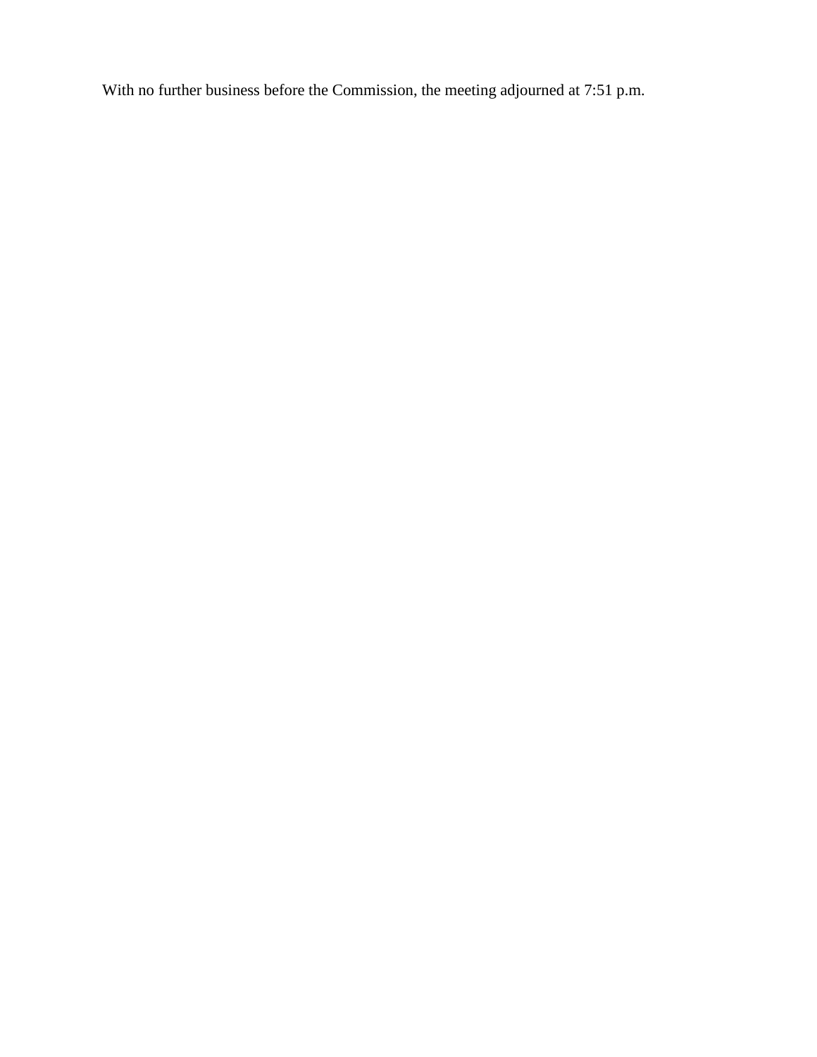With no further business before the Commission, the meeting adjourned at 7:51 p.m.